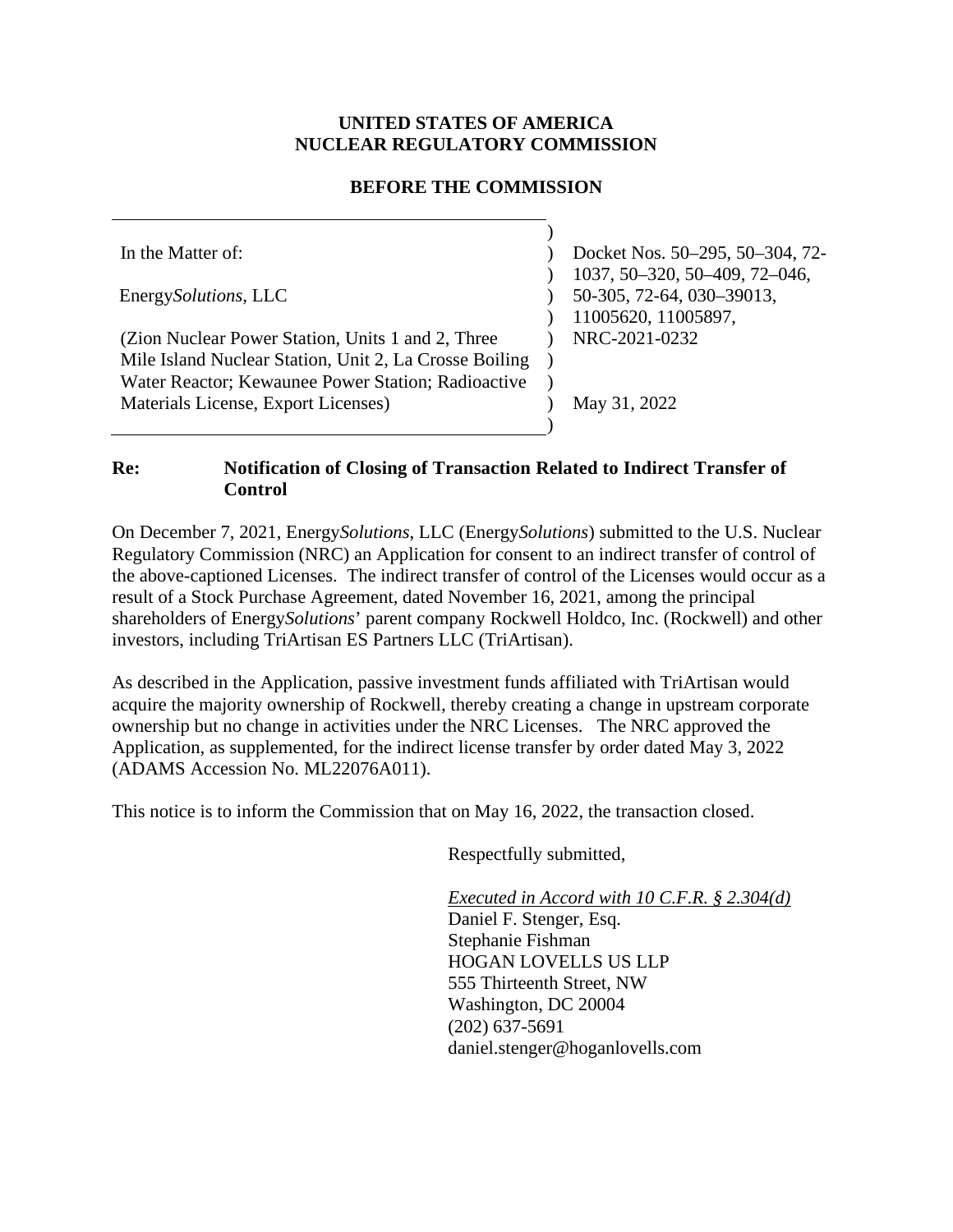**UNITED STATES OF AMERICA**
**NUCLEAR REGULATORY COMMISSION**

**BEFORE THE COMMISSION**

| | | |
|---|---|---|
| In the Matter of:<br><br>Energy*Solutions*, LLC<br><br>(Zion Nuclear Power Station, Units 1 and 2, Three Mile Island Nuclear Station, Unit 2, La Crosse Boiling Water Reactor; Kewaunee Power Station; Radioactive Materials License, Export Licenses) | ) | Docket Nos. 50–295, 50–304, 72-1037, 50–320, 50–409, 72–046, 50-305, 72-64, 030–39013, 11005620, 11005897, NRC-2021-0232<br><br>May 31, 2022 |

**Re: Notification of Closing of Transaction Related to Indirect Transfer of Control**

On December 7, 2021, Energy*Solutions*, LLC (Energy*Solutions*) submitted to the U.S. Nuclear Regulatory Commission (NRC) an Application for consent to an indirect transfer of control of the above-captioned Licenses. The indirect transfer of control of the Licenses would occur as a result of a Stock Purchase Agreement, dated November 16, 2021, among the principal shareholders of Energy*Solutions*' parent company Rockwell Holdco, Inc. (Rockwell) and other investors, including TriArtisan ES Partners LLC (TriArtisan).

As described in the Application, passive investment funds affiliated with TriArtisan would acquire the majority ownership of Rockwell, thereby creating a change in upstream corporate ownership but no change in activities under the NRC Licenses. The NRC approved the Application, as supplemented, for the indirect license transfer by order dated May 3, 2022 (ADAMS Accession No. ML22076A011).

This notice is to inform the Commission that on May 16, 2022, the transaction closed.

Respectfully submitted,

*Executed in Accord with 10 C.F.R. § 2.304(d)*
Daniel F. Stenger, Esq.
Stephanie Fishman
HOGAN LOVELLS US LLP
555 Thirteenth Street, NW
Washington, DC 20004
(202) 637-5691
daniel.stenger@hoganlovells.com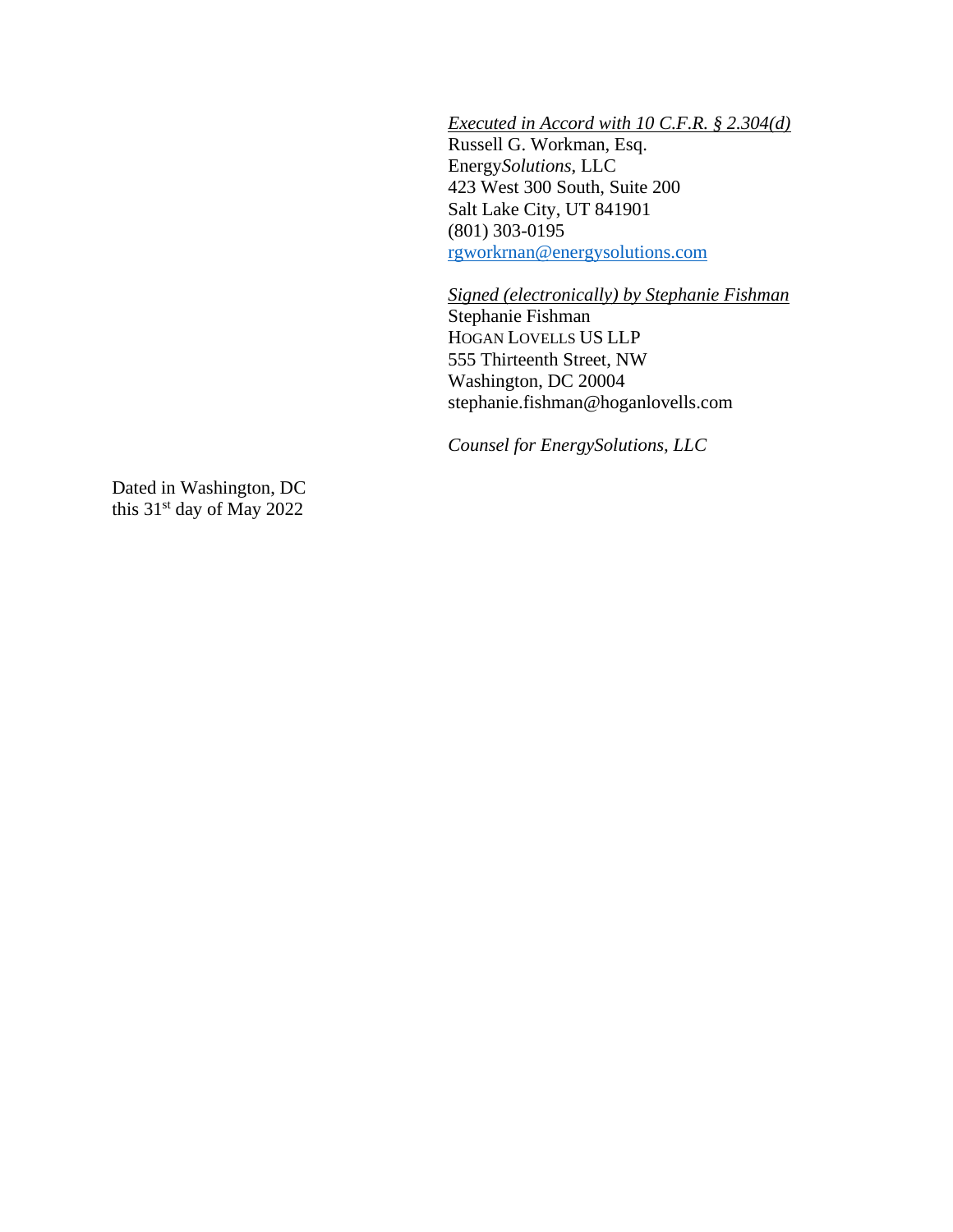*Executed in Accord with 10 C.F.R. § 2.304(d)*
Russell G. Workman, Esq.
Energy*Solutions*, LLC
423 West 300 South, Suite 200
Salt Lake City, UT 841901
(801) 303-0195
rgworkrnan@energysolutions.com

*Signed (electronically) by Stephanie Fishman*
Stephanie Fishman
HOGAN LOVELLS US LLP
555 Thirteenth Street, NW
Washington, DC 20004
stephanie.fishman@hoganlovells.com

*Counsel for EnergySolutions, LLC*

Dated in Washington, DC
this 31st day of May 2022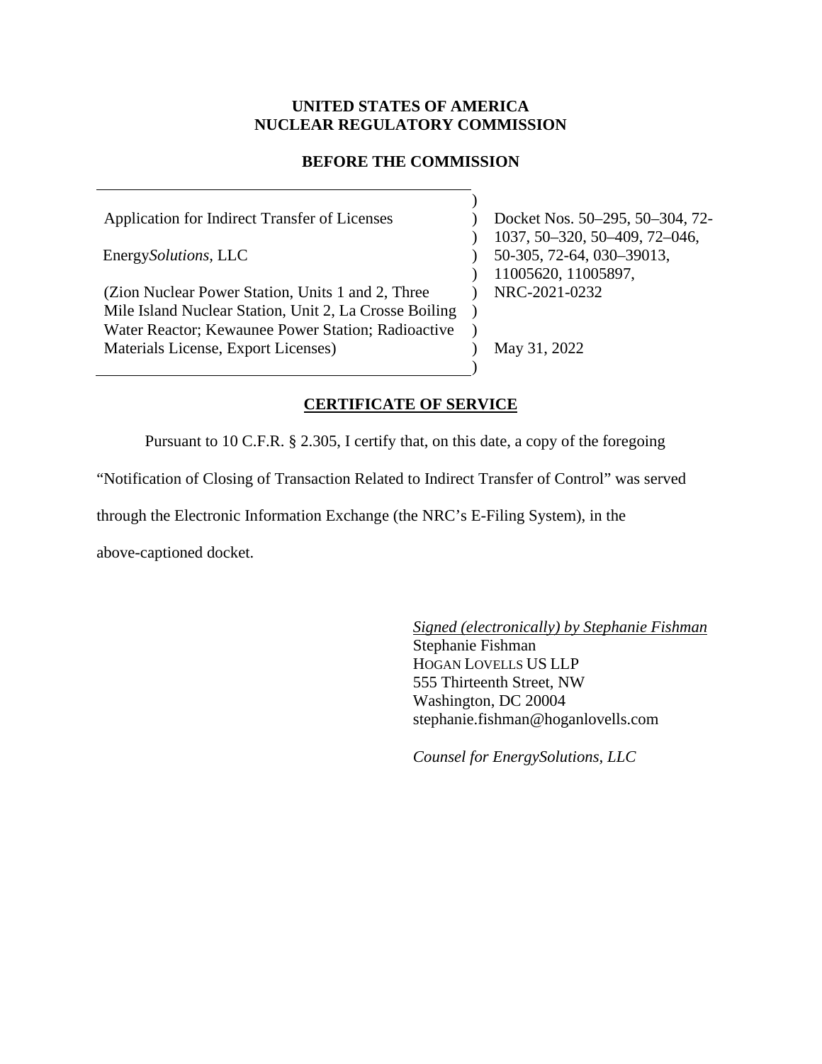**UNITED STATES OF AMERICA**
**NUCLEAR REGULATORY COMMISSION**

**BEFORE THE COMMISSION**

| | | |
|---|---|---|
| Application for Indirect Transfer of Licenses<br><br>Energy*Solutions*, LLC<br><br>(Zion Nuclear Power Station, Units 1 and 2, Three Mile Island Nuclear Station, Unit 2, La Crosse Boiling Water Reactor; Kewaunee Power Station; Radioactive Materials License, Export Licenses) | ) | Docket Nos. 50–295, 50–304, 72-1037, 50–320, 50–409, 72–046, 50-305, 72-64, 030–39013, 11005620, 11005897, NRC-2021-0232<br><br>May 31, 2022 |

**CERTIFICATE OF SERVICE**

Pursuant to 10 C.F.R. § 2.305, I certify that, on this date, a copy of the foregoing "Notification of Closing of Transaction Related to Indirect Transfer of Control" was served through the Electronic Information Exchange (the NRC's E-Filing System), in the above-captioned docket.

*Signed (electronically) by Stephanie Fishman*
Stephanie Fishman
HOGAN LOVELLS US LLP
555 Thirteenth Street, NW
Washington, DC 20004
stephanie.fishman@hoganlovells.com

*Counsel for EnergySolutions, LLC*